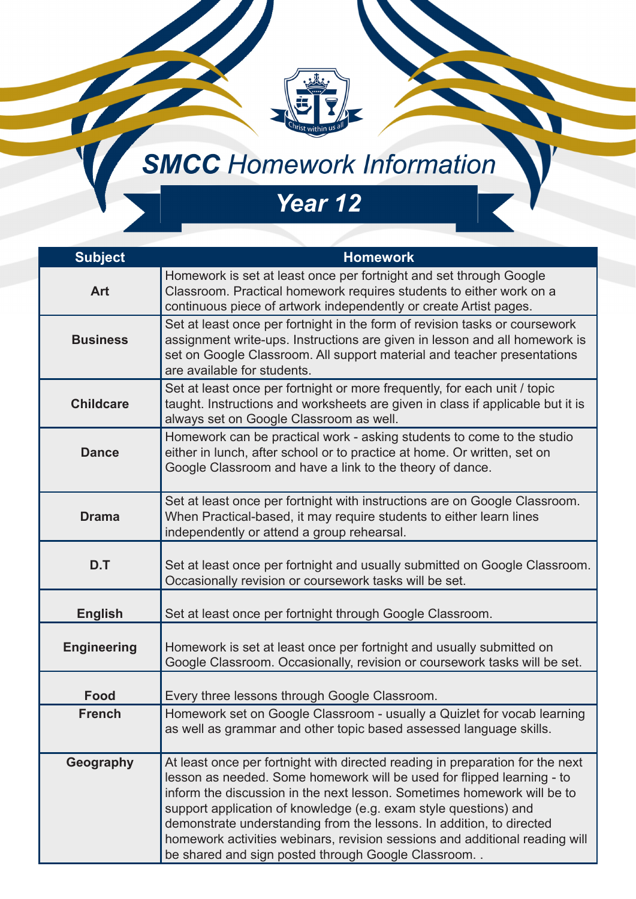# SMCC Homework Information

## Year 12

| Subject | Homework |
| --- | --- |
| **Art** | Homework is set at least once per fortnight and set through Google Classroom. Practical homework requires students to either work on a continuous piece of artwork independently or create Artist pages. |
| **Business** | Set at least once per fortnight in the form of revision tasks or coursework assignment write-ups. Instructions are given in lesson and all homework is set on Google Classroom. All support material and teacher presentations are available for students. |
| **Childcare** | Set at least once per fortnight or more frequently, for each unit / topic taught. Instructions and worksheets are given in class if applicable but it is always set on Google Classroom as well. |
| **Dance** | Homework can be practical work - asking students to come to the studio either in lunch, after school or to practice at home. Or written, set on Google Classroom and have a link to the theory of dance. |
| **Drama** | Set at least once per fortnight with instructions are on Google Classroom. When Practical-based, it may require students to either learn lines independently or attend a group rehearsal. |
| **D.T** | Set at least once per fortnight and usually submitted on Google Classroom. Occasionally revision or coursework tasks will be set. |
| **English** | Set at least once per fortnight through Google Classroom. |
| **Engineering** | Homework is set at least once per fortnight and usually submitted on Google Classroom. Occasionally, revision or coursework tasks will be set. |
| **Food** | Every three lessons through Google Classroom. |
| **French** | Homework set on Google Classroom - usually a Quizlet for vocab learning as well as grammar and other topic based assessed language skills. |
| **Geography** | At least once per fortnight with directed reading in preparation for the next lesson as needed. Some homework will be used for flipped learning - to inform the discussion in the next lesson. Sometimes homework will be to support application of knowledge (e.g. exam style questions) and demonstrate understanding from the lessons. In addition, to directed homework activities webinars, revision sessions and additional reading will be shared and sign posted through Google Classroom. . |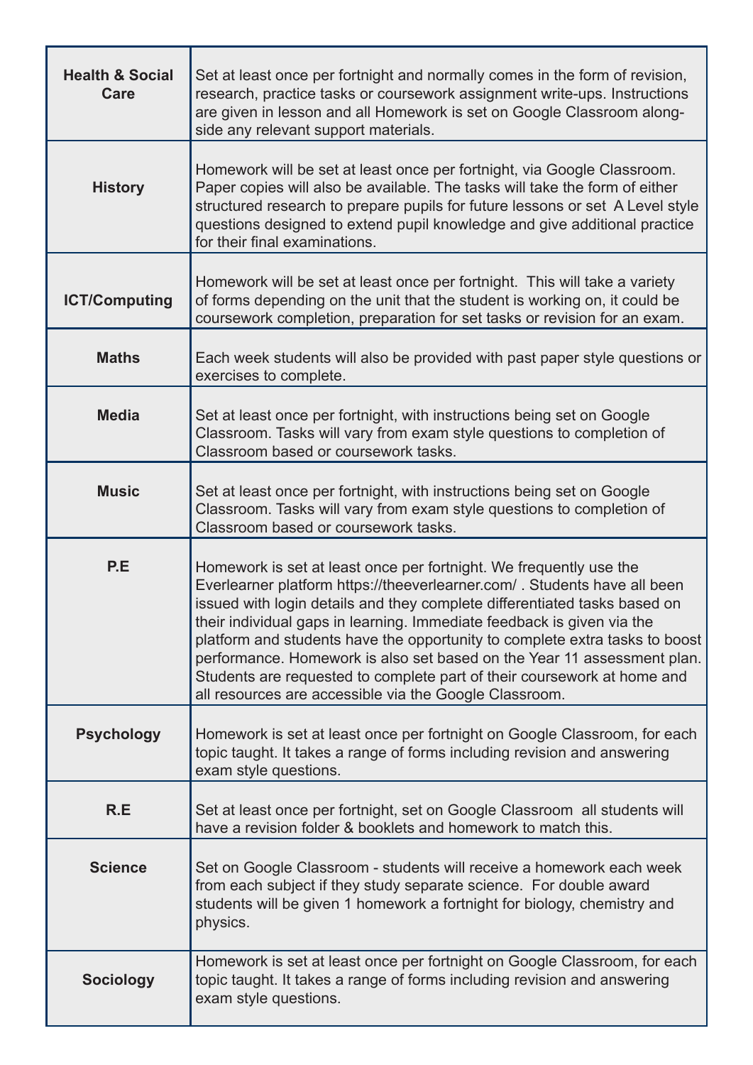| | |
|---|---|
| **Health & Social Care** | Set at least once per fortnight and normally comes in the form of revision, research, practice tasks or coursework assignment write-ups. Instructions are given in lesson and all Homework is set on Google Classroom alongside any relevant support materials. |
| **History** | Homework will be set at least once per fortnight, via Google Classroom. Paper copies will also be available. The tasks will take the form of either structured research to prepare pupils for future lessons or set A Level style questions designed to extend pupil knowledge and give additional practice for their final examinations. |
| **ICT/Computing** | Homework will be set at least once per fortnight. This will take a variety of forms depending on the unit that the student is working on, it could be coursework completion, preparation for set tasks or revision for an exam. |
| **Maths** | Each week students will also be provided with past paper style questions or exercises to complete. |
| **Media** | Set at least once per fortnight, with instructions being set on Google Classroom. Tasks will vary from exam style questions to completion of Classroom based or coursework tasks. |
| **Music** | Set at least once per fortnight, with instructions being set on Google Classroom. Tasks will vary from exam style questions to completion of Classroom based or coursework tasks. |
| **P.E** | Homework is set at least once per fortnight. We frequently use the Everlearner platform https://theeverlearner.com/ . Students have all been issued with login details and they complete differentiated tasks based on their individual gaps in learning. Immediate feedback is given via the platform and students have the opportunity to complete extra tasks to boost performance. Homework is also set based on the Year 11 assessment plan. Students are requested to complete part of their coursework at home and all resources are accessible via the Google Classroom. |
| **Psychology** | Homework is set at least once per fortnight on Google Classroom, for each topic taught. It takes a range of forms including revision and answering exam style questions. |
| **R.E** | Set at least once per fortnight, set on Google Classroom all students will have a revision folder & booklets and homework to match this. |
| **Science** | Set on Google Classroom - students will receive a homework each week from each subject if they study separate science. For double award students will be given 1 homework a fortnight for biology, chemistry and physics. |
| **Sociology** | Homework is set at least once per fortnight on Google Classroom, for each topic taught. It takes a range of forms including revision and answering exam style questions. |